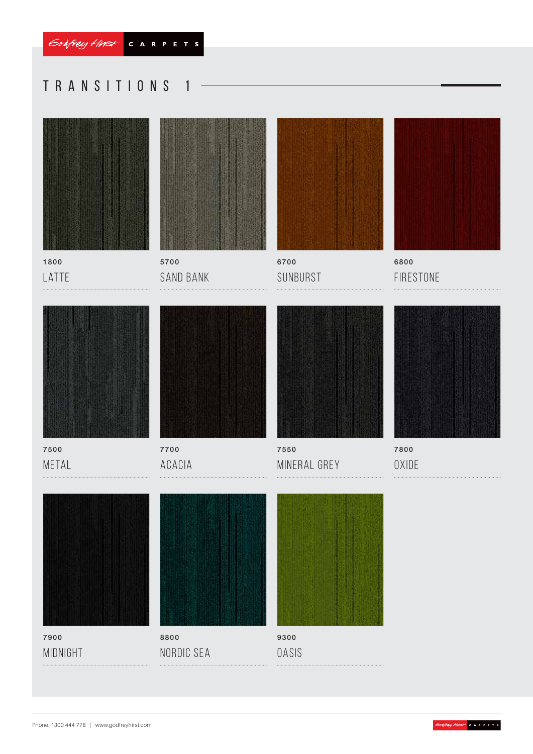Godfrey Hirst CARPETS

# TRANSITIONS 1

1800
LATTE

5700
SAND BANK

6700
SUNBURST

6800
FIRESTONE

7500
METAL

7700
ACACIA

7550
MINERAL GREY

7800
OXIDE

7900
MIDNIGHT

8800
NORDIC SEA

9300
OASIS

Phone: 1300 444 778 | www.godfreyhirst.com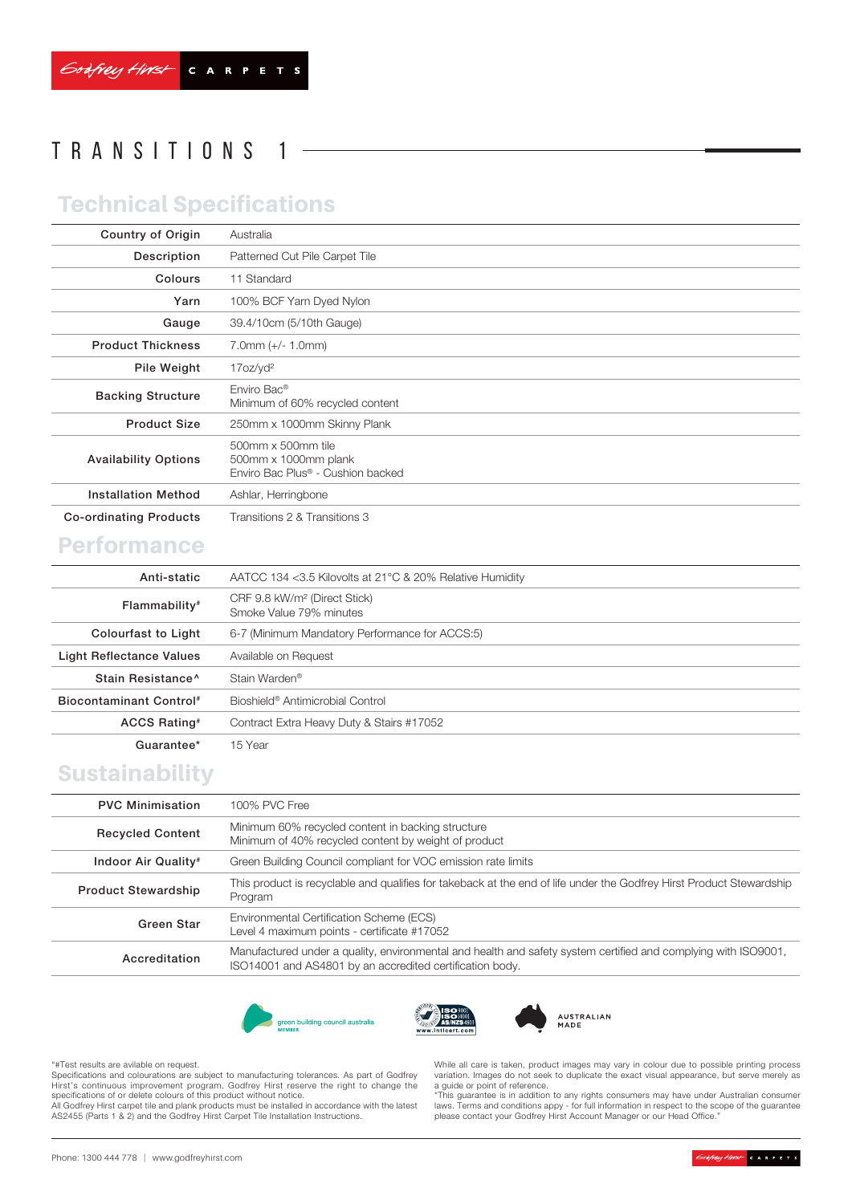# TRANSITIONS 1

## Technical Specifications

| | |
|---|---|
| Country of Origin | Australia |
| Description | Patterned Cut Pile Carpet Tile |
| Colours | 11 Standard |
| Yarn | 100% BCF Yarn Dyed Nylon |
| Gauge | 39.4/10cm (5/10th Gauge) |
| Product Thickness | 7.0mm (+/- 1.0mm) |
| Pile Weight | 17oz/yd² |
| Backing Structure | Enviro Bac®<br>Minimum of 60% recycled content |
| Product Size | 250mm x 1000mm Skinny Plank |
| Availability Options | 500mm x 500mm tile<br>500mm x 1000mm plank<br>Enviro Bac Plus® - Cushion backed |
| Installation Method | Ashlar, Herringbone |
| Co-ordinating Products | Transitions 2 & Transitions 3 |

## Performance

| | |
|---|---|
| Anti-static | AATCC 134 <3.5 Kilovolts at 21°C & 20% Relative Humidity |
| Flammability# | CRF 9.8 kW/m² (Direct Stick)<br>Smoke Value 79% minutes |
| Colourfast to Light | 6-7 (Minimum Mandatory Performance for ACCS:5) |
| Light Reflectance Values | Available on Request |
| Stain Resistance^ | Stain Warden® |
| Biocontaminant Control# | Bioshield® Antimicrobial Control |
| ACCS Rating# | Contract Extra Heavy Duty & Stairs #17052 |
| Guarantee* | 15 Year |

## Sustainability

| | |
|---|---|
| PVC Minimisation | 100% PVC Free |
| Recycled Content | Minimum 60% recycled content in backing structure<br>Minimum of 40% recycled content by weight of product |
| Indoor Air Quality# | Green Building Council compliant for VOC emission rate limits |
| Product Stewardship | This product is recyclable and qualifies for takeback at the end of life under the Godfrey Hirst Product Stewardship Program |
| Green Star | Environmental Certification Scheme (ECS)<br>Level 4 maximum points - certificate #17052 |
| Accreditation | Manufactured under a quality, environmental and health and safety system certified and complying with ISO9001, ISO14001 and AS4801 by an accredited certification body. |

green building council australia MEMBER

AUSTRALIAN MADE

^#Test results are avilable on request.
Specifications and colourations are subject to manufacturing tolerances. As part of Godfrey Hirst's continuous improvement program, Godfrey Hirst reserve the right to change the specifications of or delete colours of this product without notice.
All Godfrey Hirst carpet tile and plank products must be installed in accordance with the latest AS2455 (Parts 1 & 2) and the Godfrey Hirst Carpet Tile Installation Instructions.

While all care is taken, product images may vary in colour due to possible printing process variation. Images do not seek to duplicate the exact visual appearance, but serve merely as a guide or point of reference.
*This guarantee is in addition to any rights consumers may have under Australian consumer laws. Terms and conditions appy - for full information in respect to the scope of the guarantee please contact your Godfrey Hirst Account Manager or our Head Office."

Phone: 1300 444 778 | www.godfreyhirst.com